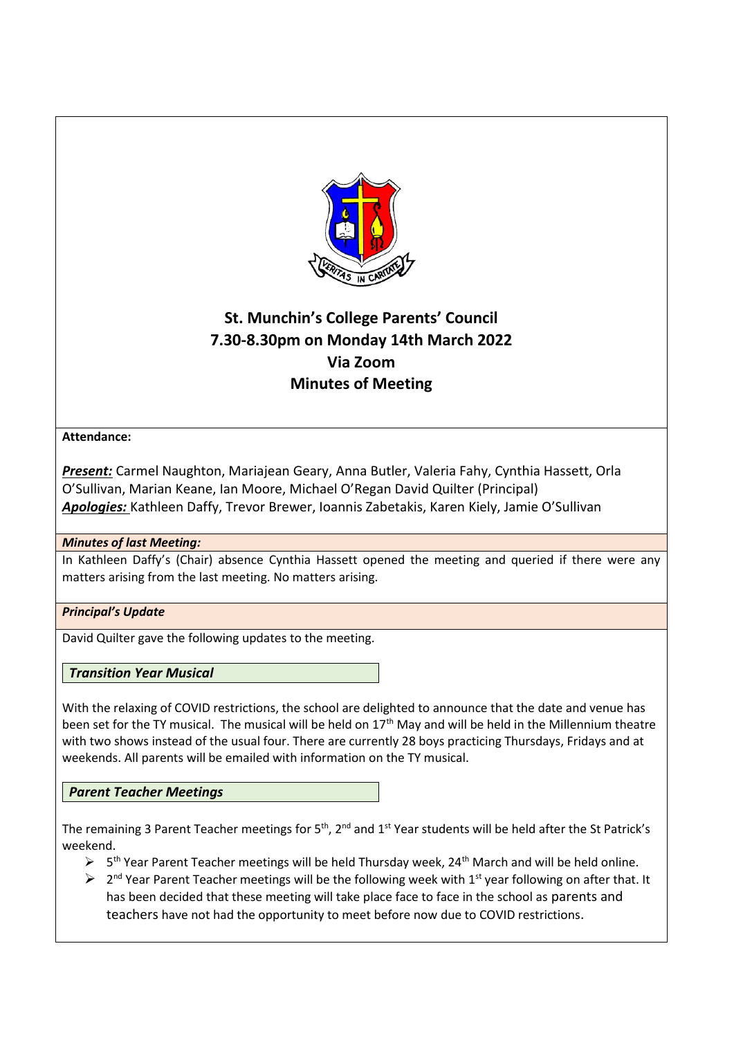# St. Munchin's College Parents' Council
## 7.30-8.30pm on Monday 14th March 2022
## Via Zoom
## Minutes of Meeting

**Attendance:**

***Present:*** Carmel Naughton, Mariajean Geary, Anna Butler, Valeria Fahy, Cynthia Hassett, Orla O'Sullivan, Marian Keane, Ian Moore, Michael O'Regan David Quilter (Principal)
***Apologies:*** Kathleen Daffy, Trevor Brewer, Ioannis Zabetakis, Karen Kiely, Jamie O'Sullivan

***Minutes of last Meeting:***

In Kathleen Daffy's (Chair) absence Cynthia Hassett opened the meeting and queried if there were any matters arising from the last meeting. No matters arising.

***Principal's Update***

David Quilter gave the following updates to the meeting.

***Transition Year Musical***

With the relaxing of COVID restrictions, the school are delighted to announce that the date and venue has been set for the TY musical. The musical will be held on 17th May and will be held in the Millennium theatre with two shows instead of the usual four. There are currently 28 boys practicing Thursdays, Fridays and at weekends. All parents will be emailed with information on the TY musical.

***Parent Teacher Meetings***

The remaining 3 Parent Teacher meetings for 5th, 2nd and 1st Year students will be held after the St Patrick's weekend.

- 5th Year Parent Teacher meetings will be held Thursday week, 24th March and will be held online.
- 2nd Year Parent Teacher meetings will be the following week with 1st year following on after that. It has been decided that these meeting will take place face to face in the school as parents and teachers have not had the opportunity to meet before now due to COVID restrictions.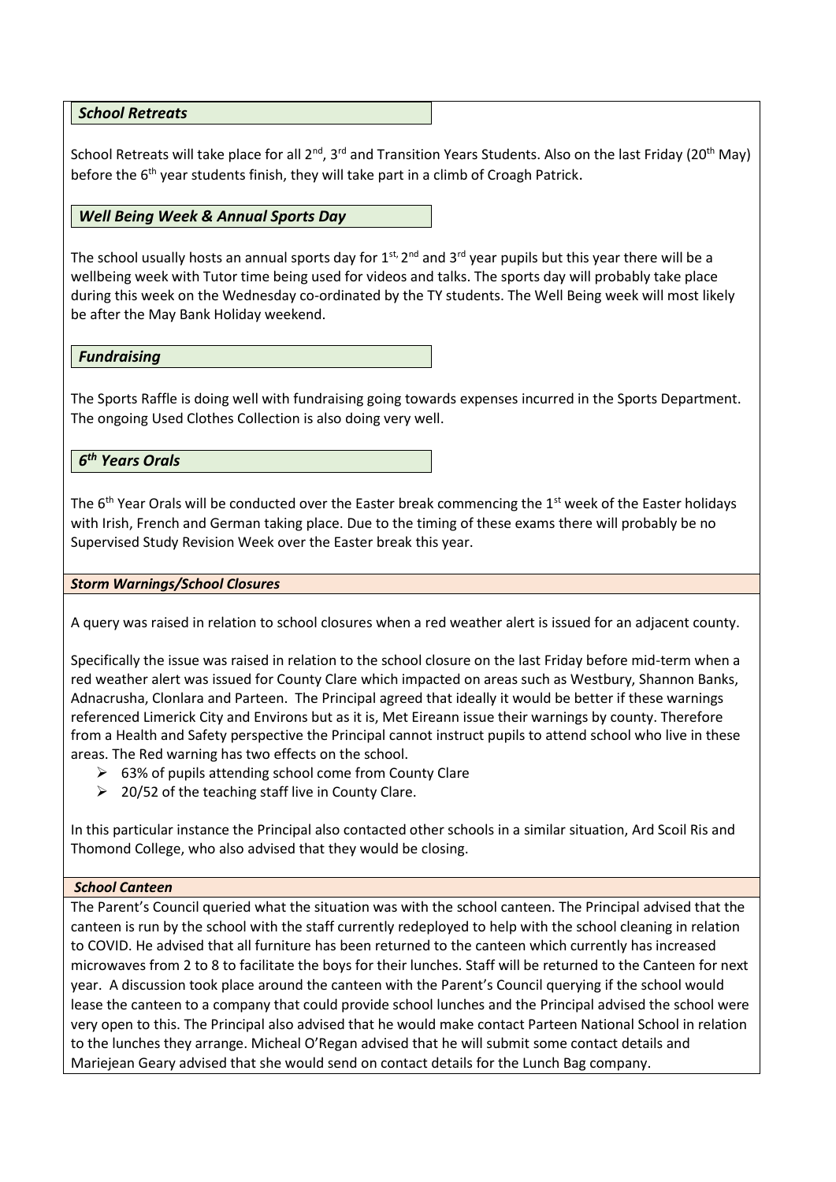### *School Retreats*

School Retreats will take place for all 2nd, 3rd and Transition Years Students. Also on the last Friday (20th May) before the 6th year students finish, they will take part in a climb of Croagh Patrick.

### *Well Being Week & Annual Sports Day*

The school usually hosts an annual sports day for 1st, 2nd and 3rd year pupils but this year there will be a wellbeing week with Tutor time being used for videos and talks. The sports day will probably take place during this week on the Wednesday co-ordinated by the TY students. The Well Being week will most likely be after the May Bank Holiday weekend.

### *Fundraising*

The Sports Raffle is doing well with fundraising going towards expenses incurred in the Sports Department. The ongoing Used Clothes Collection is also doing very well.

### *6th Years Orals*

The 6th Year Orals will be conducted over the Easter break commencing the 1st week of the Easter holidays with Irish, French and German taking place. Due to the timing of these exams there will probably be no Supervised Study Revision Week over the Easter break this year.

### *Storm Warnings/School Closures*

A query was raised in relation to school closures when a red weather alert is issued for an adjacent county.

Specifically the issue was raised in relation to the school closure on the last Friday before mid-term when a red weather alert was issued for County Clare which impacted on areas such as Westbury, Shannon Banks, Adnacrusha, Clonlara and Parteen. The Principal agreed that ideally it would be better if these warnings referenced Limerick City and Environs but as it is, Met Eireann issue their warnings by county. Therefore from a Health and Safety perspective the Principal cannot instruct pupils to attend school who live in these areas. The Red warning has two effects on the school.

- 63% of pupils attending school come from County Clare
- 20/52 of the teaching staff live in County Clare.

In this particular instance the Principal also contacted other schools in a similar situation, Ard Scoil Ris and Thomond College, who also advised that they would be closing.

### *School Canteen*

The Parent's Council queried what the situation was with the school canteen. The Principal advised that the canteen is run by the school with the staff currently redeployed to help with the school cleaning in relation to COVID. He advised that all furniture has been returned to the canteen which currently has increased microwaves from 2 to 8 to facilitate the boys for their lunches. Staff will be returned to the Canteen for next year. A discussion took place around the canteen with the Parent's Council querying if the school would lease the canteen to a company that could provide school lunches and the Principal advised the school were very open to this. The Principal also advised that he would make contact Parteen National School in relation to the lunches they arrange. Micheal O'Regan advised that he will submit some contact details and Mariejean Geary advised that she would send on contact details for the Lunch Bag company.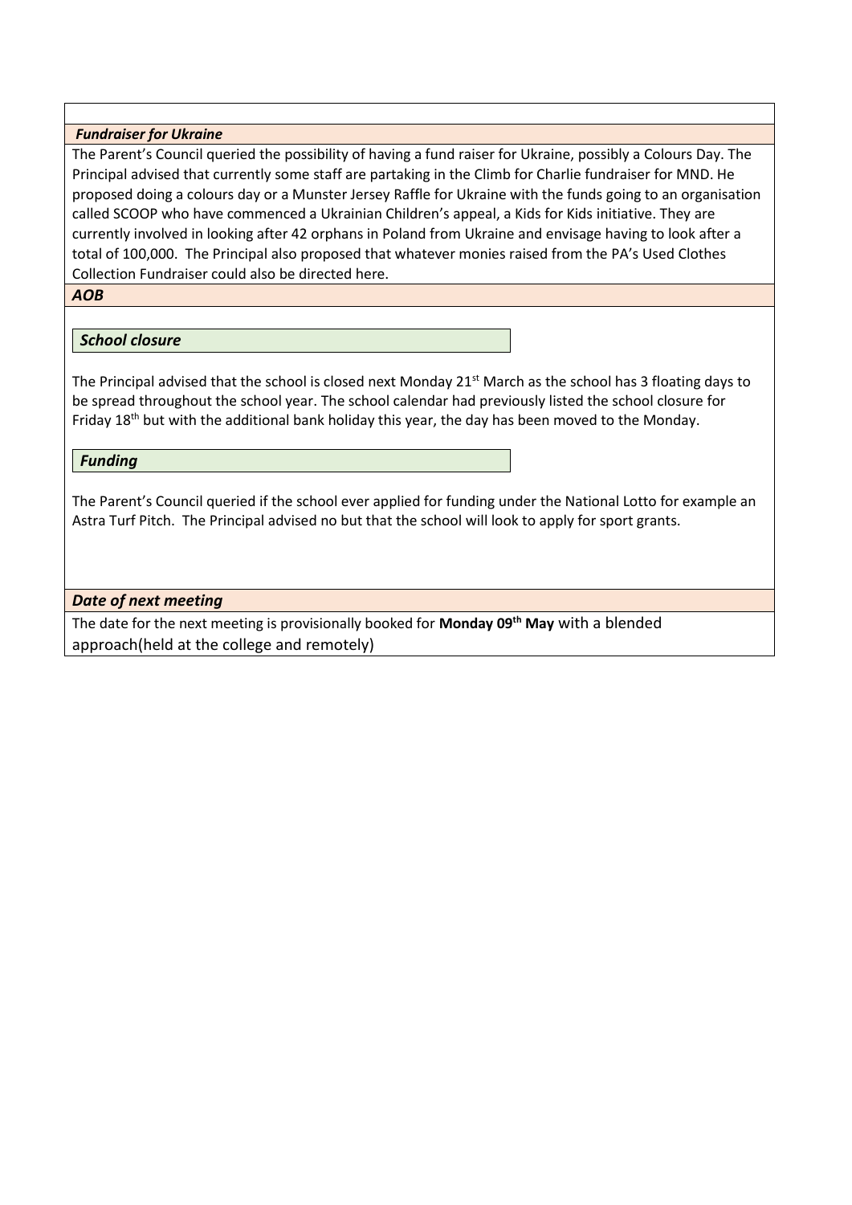***Fundraiser for Ukraine***

The Parent's Council queried the possibility of having a fund raiser for Ukraine, possibly a Colours Day. The Principal advised that currently some staff are partaking in the Climb for Charlie fundraiser for MND. He proposed doing a colours day or a Munster Jersey Raffle for Ukraine with the funds going to an organisation called SCOOP who have commenced a Ukrainian Children's appeal, a Kids for Kids initiative. They are currently involved in looking after 42 orphans in Poland from Ukraine and envisage having to look after a total of 100,000. The Principal also proposed that whatever monies raised from the PA's Used Clothes Collection Fundraiser could also be directed here.

***AOB***

***School closure***

The Principal advised that the school is closed next Monday 21st March as the school has 3 floating days to be spread throughout the school year. The school calendar had previously listed the school closure for Friday 18th but with the additional bank holiday this year, the day has been moved to the Monday.

***Funding***

The Parent's Council queried if the school ever applied for funding under the National Lotto for example an Astra Turf Pitch. The Principal advised no but that the school will look to apply for sport grants.

***Date of next meeting***

The date for the next meeting is provisionally booked for **Monday 09th May** with a blended approach(held at the college and remotely)